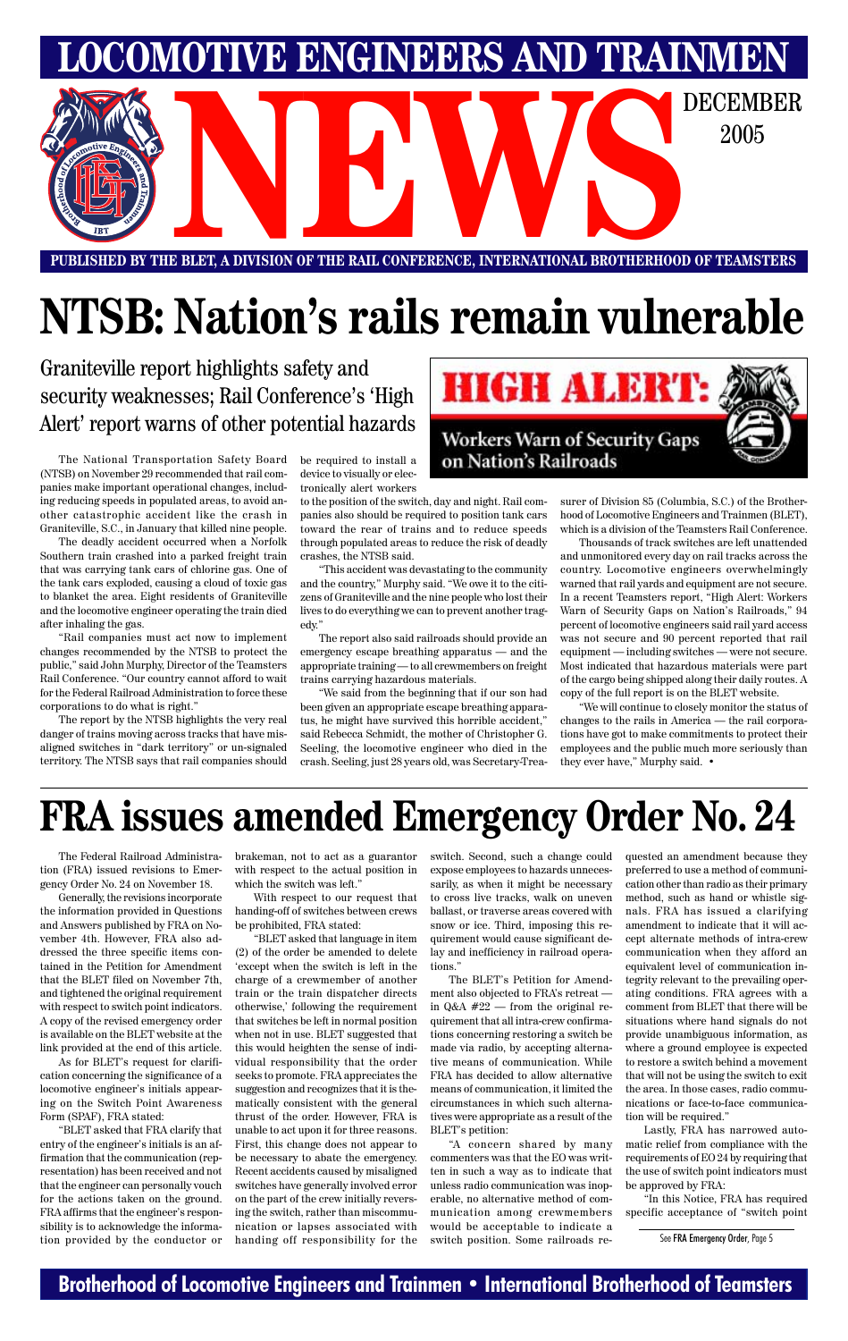# LOCOMOTIVE ENGINEERS AND TRAINMEN NEWS

DECEMBER 2005

**PUBLISHED BY THE BLET, A DIVISION OF THE RAIL CONFERENCE, INTERNATIONAL BROTHERHOOD OF TEAMSTERS**

# NTSB: Nation's rails remain vulnerable

## Graniteville report highlights safety and security weaknesses; Rail Conference's 'High Alert' report warns of other potential hazards

**HIGH ALERT: Workers Warn of Security Gaps on Nation's Railroads**

The National Transportation Safety Board (NTSB) on November 29 recommended that rail companies make important operational changes, including reducing speeds in populated areas, to avoid another catastrophic accident like the crash in Graniteville, S.C., in January that killed nine people.

The deadly accident occurred when a Norfolk Southern train crashed into a parked freight train that was carrying tank cars of chlorine gas. One of the tank cars exploded, causing a cloud of toxic gas to blanket the area. Eight residents of Graniteville and the locomotive engineer operating the train died after inhaling the gas.

"Rail companies must act now to implement changes recommended by the NTSB to protect the public," said John Murphy, Director of the Teamsters Rail Conference. "Our country cannot afford to wait for the Federal Railroad Administration to force these corporations to do what is right."

The report by the NTSB highlights the very real danger of trains moving across tracks that have misaligned switches in "dark territory" or un-signaled territory. The NTSB says that rail companies should be required to install a device to visually or electronically alert workers to the position of the switch, day and night. Rail companies also should be required to position tank cars toward the rear of trains and to reduce speeds through populated areas to reduce the risk of deadly crashes, the NTSB said.

"This accident was devastating to the community and the country," Murphy said. "We owe it to the citizens of Graniteville and the nine people who lost their lives to do everything we can to prevent another tragedy."

The report also said railroads should provide an emergency escape breathing apparatus — and the appropriate training — to all crewmembers on freight trains carrying hazardous materials.

"We said from the beginning that if our son had been given an appropriate escape breathing apparatus, he might have survived this horrible accident," said Rebecca Schmidt, the mother of Christopher G. Seeling, the locomotive engineer who died in the crash. Seeling, just 28 years old, was Secretary-Treasurer of Division 85 (Columbia, S.C.) of the Brotherhood of Locomotive Engineers and Trainmen (BLET), which is a division of the Teamsters Rail Conference.

Thousands of track switches are left unattended and unmonitored every day on rail tracks across the country. Locomotive engineers overwhelmingly warned that rail yards and equipment are not secure. In a recent Teamsters report, "High Alert: Workers Warn of Security Gaps on Nation's Railroads," 94 percent of locomotive engineers said rail yard access was not secure and 90 percent reported that rail equipment — including switches — were not secure. Most indicated that hazardous materials were part of the cargo being shipped along their daily routes. A copy of the full report is on the BLET website.

"We will continue to closely monitor the status of changes to the rails in America — the rail corporations have got to make commitments to protect their employees and the public much more seriously than they ever have," Murphy said. •

# FRA issues amended Emergency Order No. 24

The Federal Railroad Administration (FRA) issued revisions to Emergency Order No. 24 on November 18.

Generally, the revisions incorporate the information provided in Questions and Answers published by FRA on November 4th. However, FRA also addressed the three specific items contained in the Petition for Amendment that the BLET filed on November 7th, and tightened the original requirement with respect to switch point indicators. A copy of the revised emergency order is available on the BLET website at the link provided at the end of this article.

As for BLET's request for clarification concerning the significance of a locomotive engineer's initials appearing on the Switch Point Awareness Form (SPAF), FRA stated:

"BLET asked that FRA clarify that entry of the engineer's initials is an affirmation that the communication (representation) has been received and not that the engineer can personally vouch for the actions taken on the ground. FRA affirms that the engineer's responsibility is to acknowledge the information provided by the conductor or brakeman, not to act as a guarantor with respect to the actual position in which the switch was left."

With respect to our request that handing-off of switches between crews be prohibited, FRA stated:

"BLET asked that language in item (2) of the order be amended to delete 'except when the switch is left in the charge of a crewmember of another train or the train dispatcher directs otherwise,' following the requirement that switches be left in normal position when not in use. BLET suggested that this would heighten the sense of individual responsibility that the order seeks to promote. FRA appreciates the suggestion and recognizes that it is thematically consistent with the general thrust of the order. However, FRA is unable to act upon it for three reasons. First, this change does not appear to be necessary to abate the emergency. Recent accidents caused by misaligned switches have generally involved error on the part of the crew initially reversing the switch, rather than miscommunication or lapses associated with handing off responsibility for the switch. Second, such a change could expose employees to hazards unnecessarily, as when it might be necessary to cross live tracks, walk on uneven ballast, or traverse areas covered with snow or ice. Third, imposing this requirement would cause significant delay and inefficiency in railroad operations."

The BLET's Petition for Amendment also objected to FRA's retreat — in Q&A #22 — from the original requirement that all intra-crew confirmations concerning restoring a switch be made via radio, by accepting alternative means of communication. While FRA has decided to allow alternative means of communication, it limited the circumstances in which such alternatives were appropriate as a result of the BLET's petition:

"A concern shared by many commenters was that the EO was written in such a way as to indicate that unless radio communication was inoperable, no alternative method of communication among crewmembers would be acceptable to indicate a switch position. Some railroads requested an amendment because they preferred to use a method of communication other than radio as their primary method, such as hand or whistle signals. FRA has issued a clarifying amendment to indicate that it will accept alternate methods of intra-crew communication when they afford an equivalent level of communication integrity relevant to the prevailing operating conditions. FRA agrees with a comment from BLET that there will be situations where hand signals do not provide unambiguous information, as where a ground employee is expected to restore a switch behind a movement that will not be using the switch to exit the area. In those cases, radio communications or face-to-face communication will be required."

Lastly, FRA has narrowed automatic relief from compliance with the requirements of EO 24 by requiring that the use of switch point indicators must be approved by FRA:

"In this Notice, FRA has required specific acceptance of "switch point

See **FRA Emergency Order**, Page 5

**Brotherhood of Locomotive Engineers and Trainmen • International Brotherhood of Teamsters**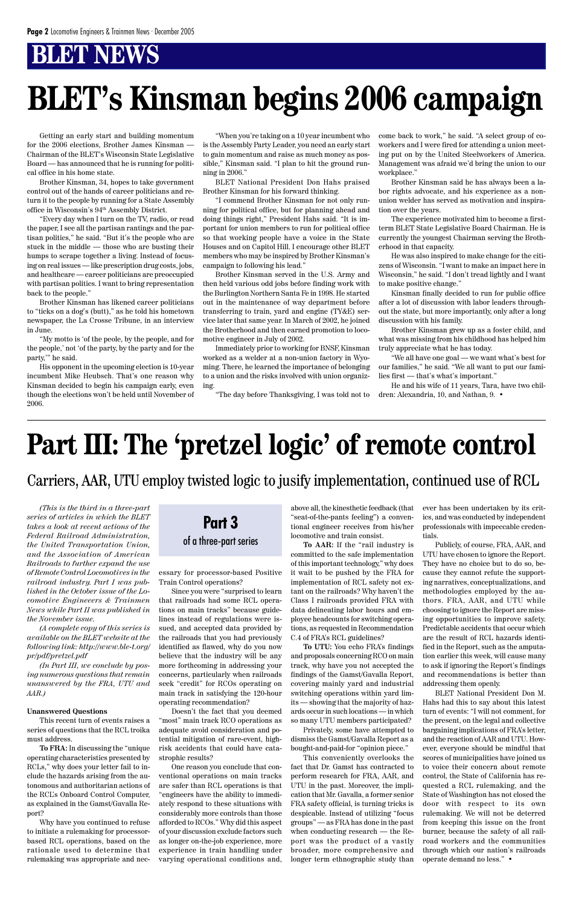# BLET NEWS

# BLET's Kinsman begins 2006 campaign

Getting an early start and building momentum for the 2006 elections, Brother James Kinsman — Chairman of the BLET's Wisconsin State Legislative Board — has announced that he is running for political office in his home state.

Brother Kinsman, 34, hopes to take government control out of the hands of career politicians and return it to the people by running for a State Assembly office in Wisconsin's 94th Assembly District.

"Every day when I turn on the TV, radio, or read the paper, I see all the partisan rantings and the partisan politics," he said. "But it's the people who are stuck in the middle — those who are busting their humps to scrape together a living. Instead of focusing on real issues — like prescription drug costs, jobs, and healthcare — career politicians are preoccupied with partisan politics. I want to bring representation back to the people."

Brother Kinsman has likened career politicians to "ticks on a dog's (butt)," as he told his hometown newspaper, the La Crosse Tribune, in an interview in June.

"My motto is 'of the peole, by the people, and for the people,' not 'of the party, by the party and for the party,'" he said.

His opponent in the upcoming election is 10-year incumbent Mike Heubsch. That's one reason why Kinsman decided to begin his campaign early, even though the elections won't be held until November of 2006.

"When you're taking on a 10 year incumbent who is the Assembly Party Leader, you need an early start to gain momentum and raise as much money as possible," Kinsman said. "I plan to hit the ground running in 2006."

BLET National President Don Hahs praised Brother Kinsman for his forward thinking.

"I commend Brother Kinsman for not only running for political office, but for planning ahead and doing things right," President Hahs said. "It is important for union members to run for political office so that working people have a voice in the State Houses and on Capitol Hill. I encourage other BLET members who may be inspired by Brother Kinsman's campaign to following his lead."

Brother Kinsman served in the U.S. Army and then held various odd jobs before finding work with the Burlington Northern Santa Fe in 1998. He started out in the maintenance of way department before transferring to train, yard and engine (TY&E) service later that same year. In March of 2002, he joined the Brotherhood and then earned promotion to locomotive engineer in July of 2002.

Immediately prior to working for BNSF, Kinsman worked as a welder at a non-union factory in Wyoming. There, he learned the importance of belonging to a union and the risks involved with union organizing.

"The day before Thanksgiving, I was told not to come back to work," he said. "A select group of coworkers and I were fired for attending a union meeting put on by the United Steelworkers of America. Management was afraid we'd bring the union to our workplace."

Brother Kinsman said he has always been a labor rights advocate, and his experience as a nonunion welder has served as motivation and inspiration over the years.

The experience motivated him to become a first-term BLET State Legislative Board Chairman. He is currently the youngest Chairman serving the Brotherhood in that capacity.

He was also inspired to make change for the citizens of Wisconsin. "I want to make an impact here in Wisconsin," he said. "I don't tread lightly and I want to make positive change."

Kinsman finally decided to run for public office after a lot of discussion with labor leaders throughout the state, but more importantly, only after a long discussion with his family.

Brother Kinsman grew up as a foster child, and what was missing from his childhood has helped him truly appreciate what he has today.

"We all have one goal — we want what's best for our families," he said. "We all want to put our families first — that's what's important."

He and his wife of 11 years, Tara, have two children: Alexandria, 10, and Nathan, 9. •

# Part III: The 'pretzel logic' of remote control

## Carriers, AAR, UTU employ twisted logic to jusify implementation, continued use of RCL

*(This is the third in a three-part series of articles in which the BLET takes a look at recent actions of the Federal Railroad Administration, the United Transportation Union, and the Association of American Railroads to further expand the use of Remote Control Locomotives in the railroad industry. Part I was published in the October issue of the Locomotive Engineers & Trainmen News while Part II was published in the November issue.*

*(A complete copy of this series is available on the BLET website at the following link: http://www.ble-t.org/pr/pdf/pretzel.pdf*

*(In Part III, we conclude by posing numerous questions that remain unanswered by the FRA, UTU and AAR.)*

**Part 3**
of a three-part series

**Unanswered Questions**

This recent turn of events raises a series of questions that the RCL troika must address.

**To FRA:** In discussing the "unique operating characteristics presented by RCLs," why does your letter fail to include the hazards arising from the autonomous and authoritarian actions of the RCL's Onboard Control Computer, as explained in the Gamst/Gavalla Report?

Why have you continued to refuse to initiate a rulemaking for processor-based RCL operations, based on the rationale used to determine that rulemaking was appropriate and necessary for processor-based Positive Train Control operations?

Since you were "surprised to learn that railroads had some RCL operations on main tracks" because guidelines instead of regulations were issued, and accepted data provided by the railroads that you had previously identified as flawed, why do you now believe that the industry will be any more forthcoming in addressing your concerns, particularly when railroads seek "credit" for RCOs operating on main track in satisfying the 120-hour operating recommendation?

Doesn't the fact that you deemed "most" main track RCO operations as adequate avoid consideration and potential mitigation of rare-event, high-risk accidents that could have catastrophic results?

One reason you conclude that conventional operations on main tracks are safer than RCL operations is that "engineers have the ability to immediately respond to these situations with considerably more controls than those afforded to RCOs." Why did this aspect of your discussion exclude factors such as longer on-the-job experience, more experience in train handling under varying operational conditions and, above all, the kinesthetic feedback (that "seat-of-the-pants feeling") a conventional engineer receives from his/her locomotive and train consist.

**To AAR:** If the "rail industry is committed to the safe implementation of this important technology," why does it wait to be pushed by the FRA for implementation of RCL safety not extant on the railroads? Why haven't the Class I railroads provided FRA with data delineating labor hours and employee headcounts for switching operations, as requested in Recommendation C.4 of FRA's RCL guidelines?

**To UTU:** You echo FRA's findings and proposals concerning RCO on main track, why have you not accepted the findings of the Gamst/Gavalla Report, covering mainly yard and industrial switching operations within yard limits — showing that the majority of hazards occur in such locations — in which so many UTU members participated?

Privately, some have attempted to dismiss the Gamst/Gavalla Report as a bought-and-paid-for "opinion piece."

This conveniently overlooks the fact that Dr. Gamst has contracted to perform research for FRA, AAR, and UTU in the past. Moreover, the implication that Mr. Gavalla, a former senior FRA safety official, is turning tricks is despicable. Instead of utilizing "focus groups" — as FRA has done in the past when conducting research — the Report was the product of a vastly broader, more comprehensive and longer term ethnographic study than ever has been undertaken by its critics, and was conducted by independent professionals with impeccable credentials.

Publicly, of course, FRA, AAR, and UTU have chosen to ignore the Report. They have no choice but to do so, because they cannot refute the supporting narratives, conceptualizations, and methodologies employed by the authors. FRA, AAR, and UTU while choosing to ignore the Report are missing opportunities to improve safety. Predictable accidents that occur which are the result of RCL hazards identified in the Report, such as the amputation earlier this week, will cause many to ask if ignoring the Report's findings and recommendations is better than addressing them openly.

BLET National President Don M. Hahs had this to say about this latest turn of events: "I will not comment, for the present, on the legal and collective bargaining implications of FRA's letter, and the reaction of AAR and UTU. However, everyone should be mindful that scores of municipalities have joined us to voice their concern about remote control, the State of California has requested a RCL rulemaking, and the State of Washington has not closed the door with respect to its own rulemaking. We will not be deterred from keeping this issue on the front burner, because the safety of all railroad workers and the communities through which our nation's railroads operate demand no less." •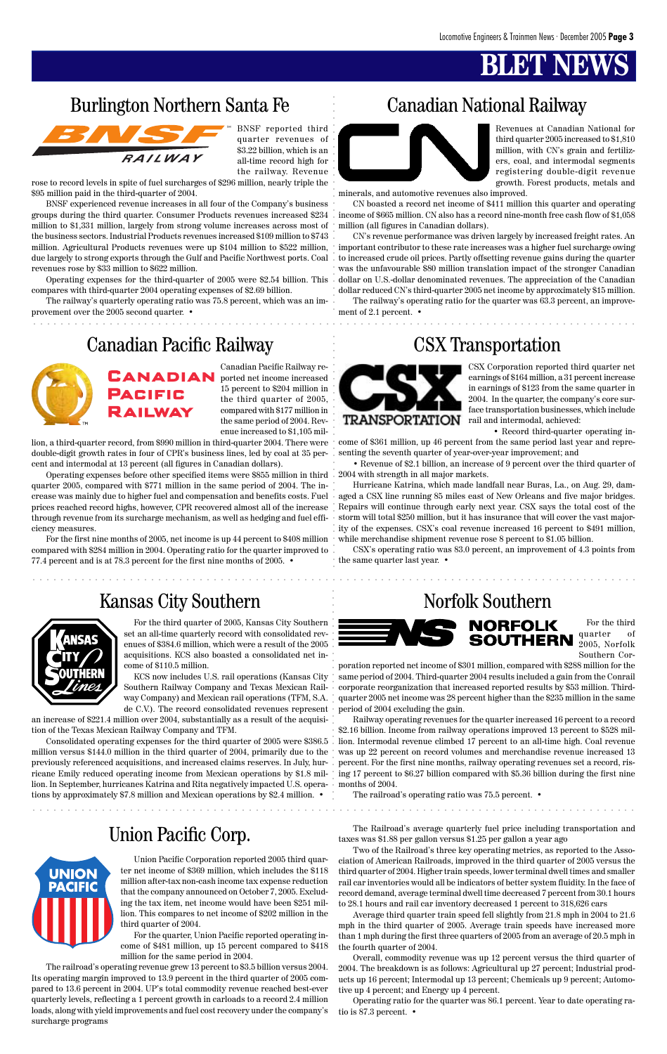# BLET NEWS

## Burlington Northern Santa Fe

BNSF reported third quarter revenues of $3.22 billion, which is an all-time record high for the railway. Revenue rose to record levels in spite of fuel surcharges of $296 million, nearly triple the $95 million paid in the third-quarter of 2004.

BNSF experienced revenue increases in all four of the Company's business groups during the third quarter. Consumer Products revenues increased $234 million to $1,331 million, largely from strong volume increases across most of the business sectors. Industrial Products revenues increased $109 million to $743 million. Agricultural Products revenues were up $104 million to $522 million, due largely to strong exports through the Gulf and Pacific Northwest ports. Coal revenues rose by $33 million to $622 million.

Operating expenses for the third-quarter of 2005 were $2.54 billion. This compares with third-quarter 2004 operating expenses of $2.69 billion.

The railway's quarterly operating ratio was 75.8 percent, which was an improvement over the 2005 second quarter. •

## Canadian National Railway

Revenues at Canadian National for third quarter 2005 increased to $1,810 million, with CN's grain and fertilizers, coal, and intermodal segments registering double-digit revenue growth. Forest products, metals and minerals, and automotive revenues also improved.

CN boasted a record net income of $411 million this quarter and operating income of $665 million. CN also has a record nine-month free cash flow of $1,058 million (all figures in Canadian dollars).

CN's revenue performance was driven largely by increased freight rates. An important contributor to these rate increases was a higher fuel surcharge owing to increased crude oil prices. Partly offsetting revenue gains during the quarter was the unfavourable $80 million translation impact of the stronger Canadian dollar on U.S.-dollar denominated revenues. The appreciation of the Canadian dollar reduced CN's third-quarter 2005 net income by approximately $15 million.

The railway's operating ratio for the quarter was 63.3 percent, an improvement of 2.1 percent. •

## Canadian Pacific Railway

Canadian Pacific Railway reported net income increased 15 percent to $204 million in the third quarter of 2005, compared with $177 million in the same period of 2004. Revenue increased to $1,105 million, a third-quarter record, from $990 million in third-quarter 2004. There were double-digit growth rates in four of CPR's business lines, led by coal at 35 percent and intermodal at 13 percent (all figures in Canadian dollars).

Operating expenses before other specified items were $855 million in third quarter 2005, compared with $771 million in the same period of 2004. The increase was mainly due to higher fuel and compensation and benefits costs. Fuel prices reached record highs, however, CPR recovered almost all of the increase through revenue from its surcharge mechanism, as well as hedging and fuel efficiency measures.

For the first nine months of 2005, net income is up 44 percent to $408 million compared with $284 million in 2004. Operating ratio for the quarter improved to 77.4 percent and is at 78.3 percent for the first nine months of 2005. •

## CSX Transportation

CSX Corporation reported third quarter net earnings of $164 million, a 31 percent increase in earnings of $123 from the same quarter in 2004. In the quarter, the company's core surface transportation businesses, which include rail and intermodal, achieved:

- Record third-quarter operating income of $361 million, up 46 percent from the same period last year and representing the seventh quarter of year-over-year improvement; and
- Revenue of $2.1 billion, an increase of 9 percent over the third quarter of 2004 with strength in all major markets.

Hurricane Katrina, which made landfall near Buras, La., on Aug. 29, damaged a CSX line running 85 miles east of New Orleans and five major bridges. Repairs will continue through early next year. CSX says the total cost of the storm will total $250 million, but it has insurance that will cover the vast majority of the expenses. CSX's coal revenue increased 16 percent to $491 million, while merchandise shipment revenue rose 8 percent to $1.05 billion.

CSX's operating ratio was 83.0 percent, an improvement of 4.3 points from the same quarter last year. •

## Kansas City Southern

For the third quarter of 2005, Kansas City Southern set an all-time quarterly record with consolidated revenues of $384.6 million, which were a result of the 2005 acquisitions. KCS also boasted a consolidated net income of $110.5 million.

KCS now includes U.S. rail operations (Kansas City Southern Railway Company and Texas Mexican Railway Company) and Mexican rail operations (TFM, S.A. de C.V.). The record consolidated revenues represent an increase of $221.4 million over 2004, substantially as a result of the acquisition of the Texas Mexican Railway Company and TFM.

Consolidated operating expenses for the third quarter of 2005 were $386.5 million versus $144.0 million in the third quarter of 2004, primarily due to the previously referenced acquisitions, and increased claims reserves. In July, hurricane Emily reduced operating income from Mexican operations by $1.8 million. In September, hurricanes Katrina and Rita negatively impacted U.S. operations by approximately $7.8 million and Mexican operations by $2.4 million. •

## Norfolk Southern

For the third quarter of 2005, Norfolk Southern Corporation reported net income of $301 million, compared with $288 million for the same period of 2004. Third-quarter 2004 results included a gain from the Conrail corporate reorganization that increased reported results by $53 million. Third-quarter 2005 net income was 28 percent higher than the $235 million in the same period of 2004 excluding the gain.

Railway operating revenues for the quarter increased 16 percent to a record $2.16 billion. Income from railway operations improved 13 percent to $528 million. Intermodal revenue climbed 17 percent to an all-time high. Coal revenue was up 22 percent on record volumes and merchandise revenue increased 13 percent. For the first nine months, railway operating revenues set a record, rising 17 percent to $6.27 billion compared with $5.36 billion during the first nine months of 2004.

The railroad's operating ratio was 75.5 percent. •

## Union Pacific Corp.

Union Pacific Corporation reported 2005 third quarter net income of $369 million, which includes the $118 million after-tax non-cash income tax expense reduction that the company announced on October 7, 2005. Excluding the tax item, net income would have been $251 million. This compares to net income of $202 million in the third quarter of 2004.

For the quarter, Union Pacific reported operating income of $481 million, up 15 percent compared to $418 million for the same period in 2004.

The railroad's operating revenue grew 13 percent to $3.5 billion versus 2004. Its operating margin improved to 13.9 percent in the third quarter of 2005 compared to 13.6 percent in 2004. UP's total commodity revenue reached best-ever quarterly levels, reflecting a 1 percent growth in carloads to a record 2.4 million loads, along with yield improvements and fuel cost recovery under the company's surcharge programs

The Railroad's average quarterly fuel price including transportation and taxes was $1.88 per gallon versus $1.25 per gallon a year ago

Two of the Railroad's three key operating metrics, as reported to the Association of American Railroads, improved in the third quarter of 2005 versus the third quarter of 2004. Higher train speeds, lower terminal dwell times and smaller rail car inventories would all be indicators of better system fluidity. In the face of record demand, average terminal dwell time decreased 7 percent from 30.1 hours to 28.1 hours and rail car inventory decreased 1 percent to 318,626 cars

Average third quarter train speed fell slightly from 21.8 mph in 2004 to 21.6 mph in the third quarter of 2005. Average train speeds have increased more than 1 mph during the first three quarters of 2005 from an average of 20.5 mph in the fourth quarter of 2004.

Overall, commodity revenue was up 12 percent versus the third quarter of 2004. The breakdown is as follows: Agricultural up 27 percent; Industrial products up 16 percent; Intermodal up 13 percent; Chemicals up 9 percent; Automotive up 4 percent; and Energy up 4 percent.

Operating ratio for the quarter was 86.1 percent. Year to date operating ratio is 87.3 percent. •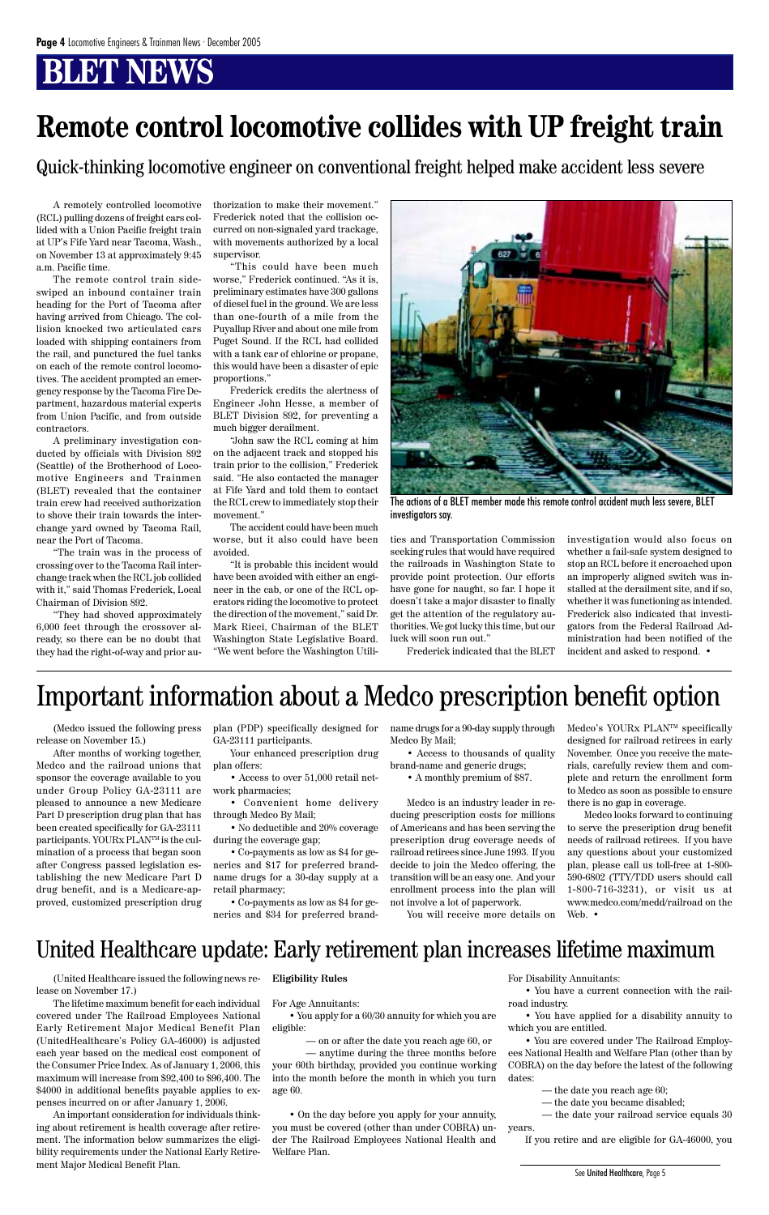# BLET NEWS

# Remote control locomotive collides with UP freight train

## Quick-thinking locomotive engineer on conventional freight helped make accident less severe

A remotely controlled locomotive (RCL) pulling dozens of freight cars collided with a Union Pacific freight train at UP's Fife Yard near Tacoma, Wash., on November 13 at approximately 9:45 a.m. Pacific time.

The remote control train sideswiped an inbound container train heading for the Port of Tacoma after having arrived from Chicago. The collision knocked two articulated cars loaded with shipping containers from the rail, and punctured the fuel tanks on each of the remote control locomotives. The accident prompted an emergency response by the Tacoma Fire Department, hazardous material experts from Union Pacific, and from outside contractors.

A preliminary investigation conducted by officials with Division 892 (Seattle) of the Brotherhood of Locomotive Engineers and Trainmen (BLET) revealed that the container train crew had received authorization to shove their train towards the interchange yard owned by Tacoma Rail, near the Port of Tacoma.

"The train was in the process of crossing over to the Tacoma Rail interchange track when the RCL job collided with it," said Thomas Frederick, Local Chairman of Division 892.

"They had shoved approximately 6,000 feet through the crossover already, so there can be no doubt that they had the right-of-way and prior authorization to make their movement." Frederick noted that the collision occurred on non-signaled yard trackage, with movements authorized by a local supervisor.

"This could have been much worse," Frederick continued. "As it is, preliminary estimates have 300 gallons of diesel fuel in the ground. We are less than one-fourth of a mile from the Puyallup River and about one mile from Puget Sound. If the RCL had collided with a tank car of chlorine or propane, this would have been a disaster of epic proportions."

Frederick credits the alertness of Engineer John Hesse, a member of BLET Division 892, for preventing a much bigger derailment.

"John saw the RCL coming at him on the adjacent track and stopped his train prior to the collision," Frederick said. "He also contacted the manager at Fife Yard and told them to contact the RCL crew to immediately stop their movement."

The accident could have been much worse, but it also could have been avoided.

"It is probable this incident would have been avoided with either an engineer in the cab, or one of the RCL operators riding the locomotive to protect the direction of the movement," said Dr. Mark Ricci, Chairman of the BLET Washington State Legislative Board. "We went before the Washington Utilities and Transportation Commission seeking rules that would have required the railroads in Washington State to provide point protection. Our efforts have gone for naught, so far. I hope it doesn't take a major disaster to finally get the attention of the regulatory authorities. We got lucky this time, but our luck will soon run out."

Frederick indicated that the BLET investigation would also focus on whether a fail-safe system designed to stop an RCL before it encroached upon an improperly aligned switch was installed at the derailment site, and if so, whether it was functioning as intended. Frederick also indicated that investigators from the Federal Railroad Administration had been notified of the incident and asked to respond. •

The actions of a BLET member made this remote control accident much less severe, BLET investigators say.

# Important information about a Medco prescription benefit option

(Medco issued the following press release on November 15.)

After months of working together, Medco and the railroad unions that sponsor the coverage available to you under Group Policy GA-23111 are pleased to announce a new Medicare Part D prescription drug plan that has been created specifically for GA-23111 participants. YOURx PLAN™ is the culmination of a process that began soon after Congress passed legislation establishing the new Medicare Part D drug benefit, and is a Medicare-approved, customized prescription drug plan (PDP) specifically designed for GA-23111 participants.

Your enhanced prescription drug plan offers:

- Access to over 51,000 retail network pharmacies;
- Convenient home delivery through Medco By Mail;
- No deductible and 20% coverage during the coverage gap;
- Co-payments as low as $4 for generics and $17 for preferred brand-name drugs for a 30-day supply at a retail pharmacy;
- Co-payments as low as $4 for generics and $34 for preferred brand-name drugs for a 90-day supply through Medco By Mail;
- Access to thousands of quality brand-name and generic drugs;
- A monthly premium of $87.

Medco is an industry leader in reducing prescription costs for millions of Americans and has been serving the prescription drug coverage needs of railroad retirees since June 1993. If you decide to join the Medco offering, the transition will be an easy one. And your enrollment process into the plan will not involve a lot of paperwork.

You will receive more details on Medco's YOURx PLAN™ specifically designed for railroad retirees in early November. Once you receive the materials, carefully review them and complete and return the enrollment form to Medco as soon as possible to ensure there is no gap in coverage.

Medco looks forward to continuing to serve the prescription drug benefit needs of railroad retirees. If you have any questions about your customized plan, please call us toll-free at 1-800-590-6802 (TTY/TDD users should call 1-800-716-3231), or visit us at www.medco.com/medd/railroad on the Web. •

# United Healthcare update: Early retirement plan increases lifetime maximum

(United Healthcare issued the following news release on November 17.)

The lifetime maximum benefit for each individual covered under The Railroad Employees National Early Retirement Major Medical Benefit Plan (UnitedHealthcare's Policy GA-46000) is adjusted each year based on the medical cost component of the Consumer Price Index. As of January 1, 2006, this maximum will increase from $92,400 to $96,400. The $4000 in additional benefits payable applies to expenses incurred on or after January 1, 2006.

An important consideration for individuals thinking about retirement is health coverage after retirement. The information below summarizes the eligibility requirements under the National Early Retirement Major Medical Benefit Plan.

**Eligibility Rules**

For Age Annuitants:

- You apply for a 60/30 annuity for which you are eligible:
  - — on or after the date you reach age 60, or
  - — anytime during the three months before your 60th birthday, provided you continue working into the month before the month in which you turn age 60.
- On the day before you apply for your annuity, you must be covered (other than under COBRA) under The Railroad Employees National Health and Welfare Plan.

For Disability Annuitants:

- You have a current connection with the railroad industry.
- You have applied for a disability annuity to which you are entitled.
- You are covered under The Railroad Employees National Health and Welfare Plan (other than by COBRA) on the day before the latest of the following dates:
  - — the date you reach age 60;
  - — the date you became disabled;
  - — the date your railroad service equals 30 years.

If you retire and are eligible for GA-46000, you

See United Healthcare, Page 5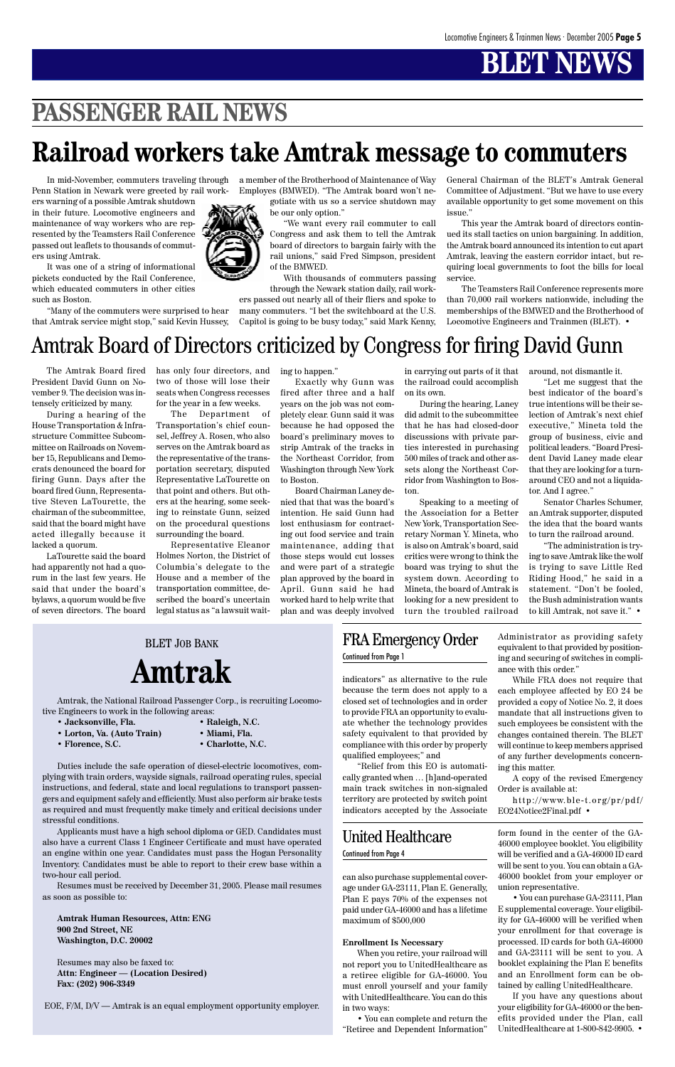# BLET NEWS

## PASSENGER RAIL NEWS

# Railroad workers take Amtrak message to commuters

In mid-November, commuters traveling through Penn Station in Newark were greeted by rail workers warning of a possible Amtrak shutdown in their future. Locomotive engineers and maintenance of way workers who are represented by the Teamsters Rail Conference passed out leaflets to thousands of commuters using Amtrak.

It was one of a string of informational pickets conducted by the Rail Conference, which educated commuters in other cities such as Boston.

"Many of the commuters were surprised to hear that Amtrak service might stop," said Kevin Hussey, a member of the Brotherhood of Maintenance of Way Employes (BMWED). "The Amtrak board won't negotiate with us so a service shutdown may be our only option."

"We want every rail commuter to call Congress and ask them to tell the Amtrak board of directors to bargain fairly with the rail unions," said Fred Simpson, president of the BMWED.

With thousands of commuters passing through the Newark station daily, rail workers passed out nearly all of their fliers and spoke to many commuters. "I bet the switchboard at the U.S. Capitol is going to be busy today," said Mark Kenny, General Chairman of the BLET's Amtrak General Committee of Adjustment. "But we have to use every available opportunity to get some movement on this issue."

This year the Amtrak board of directors continued its stall tactics on union bargaining. In addition, the Amtrak board announced its intention to cut apart Amtrak, leaving the eastern corridor intact, but requiring local governments to foot the bills for local service.

The Teamsters Rail Conference represents more than 70,000 rail workers nationwide, including the memberships of the BMWED and the Brotherhood of Locomotive Engineers and Trainmen (BLET). •

# Amtrak Board of Directors criticized by Congress for firing David Gunn

The Amtrak Board fired President David Gunn on November 9. The decision was intensely criticized by many.

During a hearing of the House Transportation & Infrastructure Committee Subcommittee on Railroads on November 15, Republicans and Democrats denounced the board for firing Gunn. Days after the board fired Gunn, Representative Steven LaTourette, the chairman of the subcommittee, said that the board might have acted illegally because it lacked a quorum.

LaTourette said the board had apparently not had a quorum in the last few years. He said that under the board's bylaws, a quorum would be five of seven directors. The board has only four directors, and two of those will lose their seats when Congress recesses for the year in a few weeks.

The Department of Transportation's chief counsel, Jeffrey A. Rosen, who also serves on the Amtrak board as the representative of the transportation secretary, disputed Representative LaTourette on that point and others. But others at the hearing, some seeking to reinstate Gunn, seized on the procedural questions surrounding the board.

Representative Eleanor Holmes Norton, the District of Columbia's delegate to the House and a member of the transportation committee, described the board's uncertain legal status as "a lawsuit waiting to happen."

Exactly why Gunn was fired after three and a half years on the job was not completely clear. Gunn said it was because he had opposed the board's preliminary moves to strip Amtrak of the tracks in the Northeast Corridor, from Washington through New York to Boston.

Board Chairman Laney denied that that was the board's intention. He said Gunn had lost enthusiasm for contracting out food service and train maintenance, adding that those steps would cut losses and were part of a strategic plan approved by the board in April. Gunn said he had worked hard to help write that plan and was deeply involved in carrying out parts of it that the railroad could accomplish on its own.

During the hearing, Laney did admit to the subcommittee that he has had closed-door discussions with private parties interested in purchasing 500 miles of track and other assets along the Northeast Corridor from Washington to Boston.

Speaking to a meeting of the Association for a Better New York, Transportation Secretary Norman Y. Mineta, who is also on Amtrak's board, said critics were wrong to think the board was trying to shut the system down. According to Mineta, the board of Amtrak is looking for a new president to turn the troubled railroad around, not dismantle it.

"Let me suggest that the best indicator of the board's true intentions will be their selection of Amtrak's next chief executive," Mineta told the group of business, civic and political leaders. "Board President David Laney made clear that they are looking for a turnaround CEO and not a liquidator. And I agree."

Senator Charles Schumer, an Amtrak supporter, disputed the idea that the board wants to turn the railroad around.

"The administration is trying to save Amtrak like the wolf is trying to save Little Red Riding Hood," he said in a statement. "Don't be fooled, the Bush administration wants to kill Amtrak, not save it." •

## BLET Job Bank

# Amtrak

Amtrak, the National Railroad Passenger Corp., is recruiting Locomotive Engineers to work in the following areas:

- **Jacksonville, Fla.**
- **Lorton, Va. (Auto Train)**
- **Florence, S.C.**
- **Raleigh, N.C.**
- **Miami, Fla.**
- **Charlotte, N.C.**

Duties include the safe operation of diesel-electric locomotives, complying with train orders, wayside signals, railroad operating rules, special instructions, and federal, state and local regulations to transport passengers and equipment safely and efficiently. Must also perform air brake tests as required and must frequently make timely and critical decisions under stressful conditions.

Applicants must have a high school diploma or GED. Candidates must also have a current Class 1 Engineer Certificate and must have operated an engine within one year. Candidates must pass the Hogan Personality Inventory. Candidates must be able to report to their crew base within a two-hour call period.

Resumes must be received by December 31, 2005. Please mail resumes as soon as possible to:

**Amtrak Human Resources, Attn: ENG**
**900 2nd Street, NE**
**Washington, D.C. 20002**

Resumes may also be faxed to:
**Attn: Engineer — (Location Desired)**
**Fax: (202) 906-3349**

EOE, F/M, D/V — Amtrak is an equal employment opportunity employer.

## FRA Emergency Order

Continued from Page 1

indicators" as alternative to the rule because the term does not apply to a closed set of technologies and in order to provide FRA an opportunity to evaluate whether the technology provides safety equivalent to that provided by compliance with this order by properly qualified employees;" and

"Relief from this EO is automatically granted when … [h]and-operated main track switches in non-signaled territory are protected by switch point indicators accepted by the Associate Administrator as providing safety equivalent to that provided by positioning and securing of switches in compliance with this order."

While FRA does not require that each employee affected by EO 24 be provided a copy of Notice No. 2, it does mandate that all instructions given to such employees be consistent with the changes contained therein. The BLET will continue to keep members apprised of any further developments concerning this matter.

A copy of the revised Emergency Order is available at:

http://www.ble-t.org/pr/pdf/EO24Notice2Final.pdf •

## United Healthcare

Continued from Page 4

can also purchase supplemental coverage under GA-23111, Plan E. Generally, Plan E pays 70% of the expenses not paid under GA-46000 and has a lifetime maximum of $500,000

**Enrollment Is Necessary**

When you retire, your railroad will not report you to UnitedHealthcare as a retiree eligible for GA-46000. You must enroll yourself and your family with UnitedHealthcare. You can do this in two ways:

• You can complete and return the "Retiree and Dependent Information" form found in the center of the GA-46000 employee booklet. You eligibility will be verified and a GA-46000 ID card will be sent to you. You can obtain a GA-46000 booklet from your employer or union representative.

• You can purchase GA-23111, Plan E supplemental coverage. Your eligibility for GA-46000 will be verified when your enrollment for that coverage is processed. ID cards for both GA-46000 and GA-23111 will be sent to you. A booklet explaining the Plan E benefits and an Enrollment form can be obtained by calling UnitedHealthcare.

If you have any questions about your eligibility for GA-46000 or the benefits provided under the Plan, call UnitedHealthcare at 1-800-842-9905. •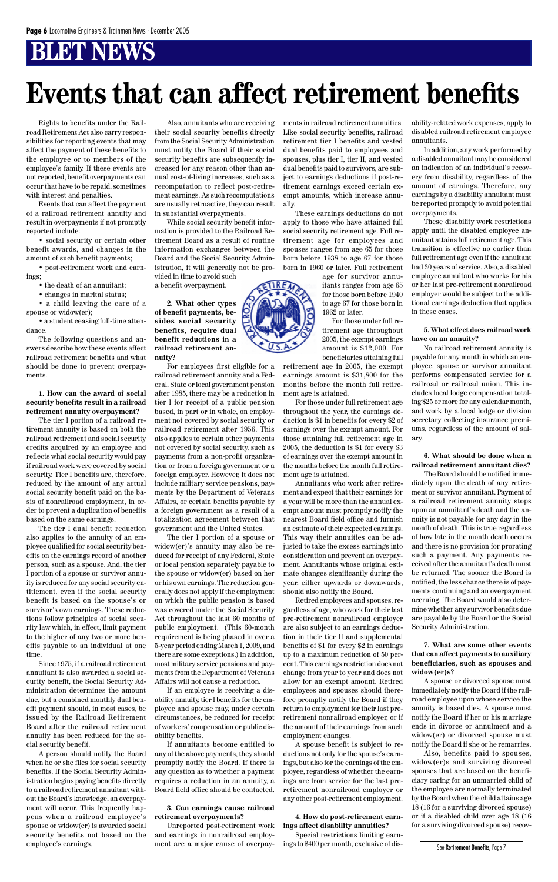# BLET NEWS

# Events that can affect retirement benefits

Rights to benefits under the Railroad Retirement Act also carry responsibilities for reporting events that may affect the payment of these benefits to the employee or to members of the employee's family. If these events are not reported, benefit overpayments can occur that have to be repaid, sometimes with interest and penalties.

Events that can affect the payment of a railroad retirement annuity and result in overpayments if not promptly reported include:

- social security or certain other benefit awards, and changes in the amount of such benefit payments;
- post-retirement work and earnings;
- the death of an annuitant;
- changes in marital status;
- a child leaving the care of a spouse or widow(er);
- a student ceasing full-time attendance.

The following questions and answers describe how these events affect railroad retirement benefits and what should be done to prevent overpayments.

**1. How can the award of social security benefits result in a railroad retirement annuity overpayment?**

The tier I portion of a railroad retirement annuity is based on both the railroad retirement and social security credits acquired by an employee and reflects what social security would pay if railroad work were covered by social security. Tier I benefits are, therefore, reduced by the amount of any actual social security benefit paid on the basis of nonrailroad employment, in order to prevent a duplication of benefits based on the same earnings.

The tier I dual benefit reduction also applies to the annuity of an employee qualified for social security benefits on the earnings record of another person, such as a spouse. And, the tier I portion of a spouse or survivor annuity is reduced for any social security entitlement, even if the social security benefit is based on the spouse's or survivor's own earnings. These reductions follow principles of social security law which, in effect, limit payment to the higher of any two or more benefits payable to an individual at one time.

Since 1975, if a railroad retirement annuitant is also awarded a social security benefit, the Social Security Administration determines the amount due, but a combined monthly dual benefit payment should, in most cases, be issued by the Railroad Retirement Board after the railroad retirement annuity has been reduced for the social security benefit.

A person should notify the Board when he or she files for social security benefits. If the Social Security Administration begins paying benefits directly to a railroad retirement annuitant without the Board's knowledge, an overpayment will occur. This frequently happens when a railroad employee's spouse or widow(er) is awarded social security benefits not based on the employee's earnings.

Also, annuitants who are receiving their social security benefits directly from the Social Security Administration must notify the Board if their social security benefits are subsequently increased for any reason other than annual cost-of-living increases, such as a recomputation to reflect post-retirement earnings. As such recomputations are usually retroactive, they can result in substantial overpayments.

While social security benefit information is provided to the Railroad Retirement Board as a result of routine information exchanges between the Board and the Social Security Administration, it will generally not be provided in time to avoid such a benefit overpayment.

**2. What other types of benefit payments, besides social security benefits, require dual benefit reductions in a railroad retirement annuity?**

For employees first eligible for a railroad retirement annuity and a Federal, State or local government pension after 1985, there may be a reduction in tier I for receipt of a public pension based, in part or in whole, on employment not covered by social security or railroad retirement after 1956. This also applies to certain other payments not covered by social security, such as payments from a non-profit organization or from a foreign government or a foreign employer. However, it does not include military service pensions, payments by the Department of Veterans Affairs, or certain benefits payable by a foreign government as a result of a totalization agreement between that government and the United States.

The tier I portion of a spouse or widow(er)'s annuity may also be reduced for receipt of any Federal, State or local pension separately payable to the spouse or widow(er) based on her or his own earnings. The reduction generally does not apply if the employment on which the public pension is based was covered under the Social Security Act throughout the last 60 months of public employment. (This 60-month requirement is being phased in over a 5-year period ending March 1, 2009, and there are some exceptions.) In addition, most military service pensions and payments from the Department of Veterans Affairs will not cause a reduction.

If an employee is receiving a disability annuity, tier I benefits for the employee and spouse may, under certain circumstances, be reduced for receipt of workers' compensation or public disability benefits.

If annuitants become entitled to any of the above payments, they should promptly notify the Board. If there is any question as to whether a payment requires a reduction in an annuity, a Board field office should be contacted.

**3. Can earnings cause railroad retirement overpayments?**

Unreported post-retirement work and earnings in nonrailroad employment are a major cause of overpayments in railroad retirement annuities. Like social security benefits, railroad retirement tier I benefits and vested dual benefits paid to employees and spouses, plus tier I, tier II, and vested dual benefits paid to survivors, are subject to earnings deductions if post-retirement earnings exceed certain exempt amounts, which increase annually.

These earnings deductions do not apply to those who have attained full social security retirement age. Full retirement age for employees and spouses ranges from age 65 for those born before 1938 to age 67 for those born in 1960 or later. Full retirement age for survivor annuitants ranges from age 65 for those born before 1940 to age 67 for those born in 1962 or later.

For those under full retirement age throughout 2005, the exempt earnings amount is $12,000. For beneficiaries attaining full retirement age in 2005, the exempt earnings amount is $31,800 for the months before the month full retirement age is attained.

For those under full retirement age throughout the year, the earnings deduction is $1 in benefits for every $2 of earnings over the exempt amount. For those attaining full retirement age in 2005, the deduction is $1 for every $3 of earnings over the exempt amount in the months before the month full retirement age is attained.

Annuitants who work after retirement and expect that their earnings for a year will be more than the annual exempt amount must promptly notify the nearest Board field office and furnish an estimate of their expected earnings. This way their annuities can be adjusted to take the excess earnings into consideration and prevent an overpayment. Annuitants whose original estimate changes significantly during the year, either upwards or downwards, should also notify the Board.

Retired employees and spouses, regardless of age, who work for their last pre-retirement nonrailroad employer are also subject to an earnings deduction in their tier II and supplemental benefits of $1 for every $2 in earnings up to a maximum reduction of 50 percent. This earnings restriction does not change from year to year and does not allow for an exempt amount. Retired employees and spouses should therefore promptly notify the Board if they return to employment for their last pre-retirement nonrailroad employer, or if the amount of their earnings from such employment changes.

A spouse benefit is subject to reductions not only for the spouse's earnings, but also for the earnings of the employee, regardless of whether the earnings are from service for the last pre-retirement nonrailroad employer or any other post-retirement employment.

**4. How do post-retirement earnings affect disability annuities?**

Special restrictions limiting earnings to $400 per month, exclusive of disability-related work expenses, apply to disabled railroad retirement employee annuitants.

In addition, any work performed by a disabled annuitant may be considered an indication of an individual's recovery from disability, regardless of the amount of earnings. Therefore, any earnings by a disability annuitant must be reported promptly to avoid potential overpayments.

These disability work restrictions apply until the disabled employee annuitant attains full retirement age. This transition is effective no earlier than full retirement age even if the annuitant had 30 years of service. Also, a disabled employee annuitant who works for his or her last pre-retirement nonrailroad employer would be subject to the additional earnings deduction that applies in these cases.

**5. What effect does railroad work have on an annuity?**

No railroad retirement annuity is payable for any month in which an employee, spouse or survivor annuitant performs compensated service for a railroad or railroad union. This includes local lodge compensation totaling $25 or more for any calendar month, and work by a local lodge or division secretary collecting insurance premiums, regardless of the amount of salary.

**6. What should be done when a railroad retirement annuitant dies?**

The Board should be notified immediately upon the death of any retirement or survivor annuitant. Payment of a railroad retirement annuity stops upon an annuitant's death and the annuity is not payable for any day in the month of death. This is true regardless of how late in the month death occurs and there is no provision for prorating such a payment. Any payments received after the annuitant's death must be returned. The sooner the Board is notified, the less chance there is of payments continuing and an overpayment accruing. The Board would also determine whether any survivor benefits due are payable by the Board or the Social Security Administration.

**7. What are some other events that can affect payments to auxiliary beneficiaries, such as spouses and widow(er)s?**

A spouse or divorced spouse must immediately notify the Board if the railroad employee upon whose service the annuity is based dies. A spouse must notify the Board if her or his marriage ends in divorce or annulment and a widow(er) or divorced spouse must notify the Board if she or he remarries.

Also, benefits paid to spouses, widow(er)s and surviving divorced spouses that are based on the beneficiary caring for an unmarried child of the employee are normally terminated by the Board when the child attains age 18 (16 for a surviving divorced spouse) or if a disabled child over age 18 (16 for a surviving divorced spouse) recov-

See Retirement Benefits, Page 7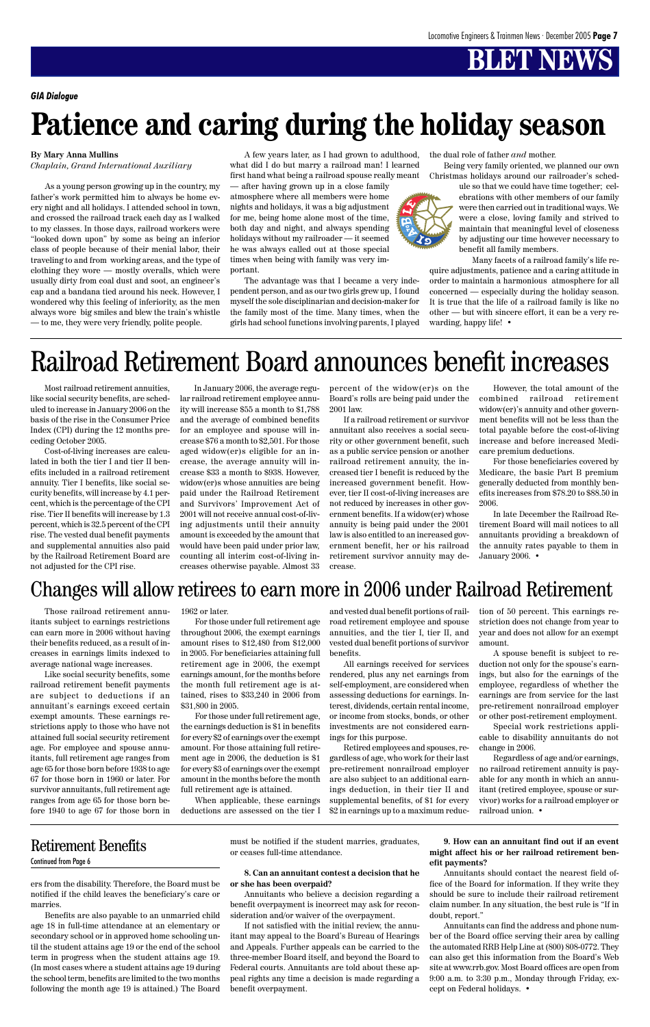# BLET NEWS

***GIA Dialogue***

# Patience and caring during the holiday season

**By Mary Anna Mullins**
*Chaplain, Grand International Auxiliary*

As a young person growing up in the country, my father's work permitted him to always be home every night and all holidays. I attended school in town, and crossed the railroad track each day as I walked to my classes. In those days, railroad workers were "looked down upon" by some as being an inferior class of people because of their menial labor, their traveling to and from working areas, and the type of clothing they wore — mostly overalls, which were usually dirty from coal dust and soot, an engineer's cap and a bandana tied around his neck. However, I wondered why this feeling of inferiority, as the men always wore big smiles and blew the train's whistle — to me, they were very friendly, polite people.

A few years later, as I had grown to adulthood, what did I do but marry a railroad man! I learned first hand what being a railroad spouse really meant — after having grown up in a close family atmosphere where all members were home nights and holidays, it was a big adjustment for me, being home alone most of the time, both day and night, and always spending holidays without my railroader — it seemed he was always called out at those special times when being with family was very important.

The advantage was that I became a very independent person, and as our two girls grew up, I found myself the sole disciplinarian and decision-maker for the family most of the time. Many times, when the girls had school functions involving parents, I played the dual role of father *and* mother.

Being very family oriented, we planned our own Christmas holidays around our railroader's schedule so that we could have time together; celebrations with other members of our family were then carried out in traditional ways. We were a close, loving family and strived to maintain that meaningful level of closeness by adjusting our time however necessary to benefit all family members.

Many facets of a railroad family's life require adjustments, patience and a caring attitude in order to maintain a harmonious atmosphere for all concerned — especially during the holiday season. It is true that the life of a railroad family is like no other — but with sincere effort, it can be a very rewarding, happy life! •

# Railroad Retirement Board announces benefit increases

Most railroad retirement annuities, like social security benefits, are scheduled to increase in January 2006 on the basis of the rise in the Consumer Price Index (CPI) during the 12 months preceding October 2005.

Cost-of-living increases are calculated in both the tier I and tier II benefits included in a railroad retirement annuity. Tier I benefits, like social security benefits, will increase by 4.1 percent, which is the percentage of the CPI rise. Tier II benefits will increase by 1.3 percent, which is 32.5 percent of the CPI rise. The vested dual benefit payments and supplemental annuities also paid by the Railroad Retirement Board are not adjusted for the CPI rise.

In January 2006, the average regular railroad retirement employee annuity will increase $55 a month to $1,788 and the average of combined benefits for an employee and spouse will increase $76 a month to $2,501. For those aged widow(er)s eligible for an increase, the average annuity will increase $33 a month to $938. However, widow(er)s whose annuities are being paid under the Railroad Retirement and Survivors' Improvement Act of 2001 will not receive annual cost-of-living adjustments until their annuity amount is exceeded by the amount that would have been paid under prior law, counting all interim cost-of-living increases otherwise payable. Almost 33 percent of the widow(er)s on the Board's rolls are being paid under the 2001 law.

If a railroad retirement or survivor annuitant also receives a social security or other government benefit, such as a public service pension or another railroad retirement annuity, the increased tier I benefit is reduced by the increased government benefit. However, tier II cost-of-living increases are not reduced by increases in other government benefits. If a widow(er) whose annuity is being paid under the 2001 law is also entitled to an increased government benefit, her or his railroad retirement survivor annuity may decrease.

However, the total amount of the combined railroad retirement widow(er)'s annuity and other government benefits will not be less than the total payable before the cost-of-living increase and before increased Medicare premium deductions.

For those beneficiaries covered by Medicare, the basic Part B premium generally deducted from monthly benefits increases from $78.20 to $88.50 in 2006.

In late December the Railroad Retirement Board will mail notices to all annuitants providing a breakdown of the annuity rates payable to them in January 2006. •

# Changes will allow retirees to earn more in 2006 under Railroad Retirement

Those railroad retirement annuitants subject to earnings restrictions can earn more in 2006 without having their benefits reduced, as a result of increases in earnings limits indexed to average national wage increases.

Like social security benefits, some railroad retirement benefit payments are subject to deductions if an annuitant's earnings exceed certain exempt amounts. These earnings restrictions apply to those who have not attained full social security retirement age. For employee and spouse annuitants, full retirement age ranges from age 65 for those born before 1938 to age 67 for those born in 1960 or later. For survivor annuitants, full retirement age ranges from age 65 for those born before 1940 to age 67 for those born in 1962 or later.

For those under full retirement age throughout 2006, the exempt earnings amount rises to $12,480 from $12,000 in 2005. For beneficiaries attaining full retirement age in 2006, the exempt earnings amount, for the months before the month full retirement age is attained, rises to $33,240 in 2006 from $31,800 in 2005.

For those under full retirement age, the earnings deduction is $1 in benefits for every $2 of earnings over the exempt amount. For those attaining full retirement age in 2006, the deduction is $1 for every $3 of earnings over the exempt amount in the months before the month full retirement age is attained.

When applicable, these earnings deductions are assessed on the tier I and vested dual benefit portions of railroad retirement employee and spouse annuities, and the tier I, tier II, and vested dual benefit portions of survivor benefits.

All earnings received for services rendered, plus any net earnings from self-employment, are considered when assessing deductions for earnings. Interest, dividends, certain rental income, or income from stocks, bonds, or other investments are not considered earnings for this purpose.

Retired employees and spouses, regardless of age, who work for their last pre-retirement nonrailroad employer are also subject to an additional earnings deduction, in their tier II and supplemental benefits, of $1 for every $2 in earnings up to a maximum reduction of 50 percent. This earnings restriction does not change from year to year and does not allow for an exempt amount.

A spouse benefit is subject to reduction not only for the spouse's earnings, but also for the earnings of the employee, regardless of whether the earnings are from service for the last pre-retirement nonrailroad employer or other post-retirement employment.

Special work restrictions applicable to disability annuitants do not change in 2006.

Regardless of age and/or earnings, no railroad retirement annuity is payable for any month in which an annuitant (retired employee, spouse or survivor) works for a railroad employer or railroad union. •

## Retirement Benefits

Continued from Page 6

ers from the disability. Therefore, the Board must be notified if the child leaves the beneficiary's care or marries.

Benefits are also payable to an unmarried child age 18 in full-time attendance at an elementary or secondary school or in approved home schooling until the student attains age 19 or the end of the school term in progress when the student attains age 19. (In most cases where a student attains age 19 during the school term, benefits are limited to the two months following the month age 19 is attained.) The Board must be notified if the student marries, graduates, or ceases full-time attendance.

**8. Can an annuitant contest a decision that he or she has been overpaid?**

Annuitants who believe a decision regarding a benefit overpayment is incorrect may ask for reconsideration and/or waiver of the overpayment.

If not satisfied with the initial review, the annuitant may appeal to the Board's Bureau of Hearings and Appeals. Further appeals can be carried to the three-member Board itself, and beyond the Board to Federal courts. Annuitants are told about these appeal rights any time a decision is made regarding a benefit overpayment.

**9. How can an annuitant find out if an event might affect his or her railroad retirement benefit payments?**

Annuitants should contact the nearest field office of the Board for information. If they write they should be sure to include their railroad retirement claim number. In any situation, the best rule is "If in doubt, report."

Annuitants can find the address and phone number of the Board office serving their area by calling the automated RRB Help Line at (800) 808-0772. They can also get this information from the Board's Web site at www.rrb.gov. Most Board offices are open from 9:00 a.m. to 3:30 p.m., Monday through Friday, except on Federal holidays. •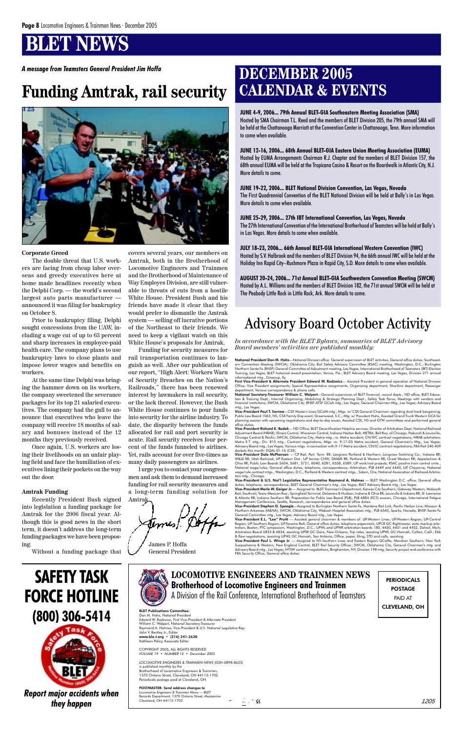# BLET NEWS

*A message from Teamsters General President Jim Hoffa*

# Funding Amtrak, rail security

**Corporate Greed**

The double threat that U.S. workers are facing from cheap labor overseas and greedy executives here at home made headlines recently when the Delphi Corp. — the world's second largest auto parts manufacturer — announced it was filing for bankruptcy on October 8.

Prior to bankruptcy filing, Delphi sought concessions from the UAW, including a wage cut of up to 63 percent and sharp increases in employee-paid health care. The company plans to use bankruptcy laws to close plants and impose lower wages and benefits on workers.

At the same time Delphi was bringing the hammer down on its workers, the company sweetened the severance packages for its top 21 salaried executives. The company had the gall to announce that executives who leave the company will receive 18 months of salary and bonuses instead of the 12 months they previously received.

Once again, U.S. workers are losing their livelihoods on an unfair playing field and face the humiliation of executives lining their pockets on the way out the door.

**Amtrak Funding**

Recently President Bush signed into legislation a funding package for Amtrak for the 2006 fiscal year. Although this is good news in the short term, it doesn't address the long-term funding packages we have been proposing.

Without a funding package that covers several years, our members on Amtrak, both in the Brotherhood of Locomotive Engineers and Trainmen and the Brotherhood of Maintenance of Way Employes Division, are still vulnerable to threats of cuts from a hostile White House. President Bush and his friends have made it clear that they would prefer to dismantle the Amtrak system — selling off lucrative portions of the Northeast to their friends. We need to keep a vigilant watch on this White House's proposals for Amtrak.

Funding for security measures for rail transportation continues to languish as well. After our publication of our report, "High Alert: Workers Warn of Security Breaches on the Nation's Railroads," there has been renewed interest by lawmakers in rail security, or the lack thereof. However, the Bush White House continues to pour funds into security for the airline industry. To date, the disparity between the funds allocated for rail and port security is acute. Rail security receives four percent of the funds funneled to airlines. Yet, rails account for over five-times as many daily passengers as airlines.

I urge you to contact your congressmen and ask them to demand increased funding for rail security measures and a long-term funding solution for Amtrak.

James P. Hoffa
General President

# DECEMBER 2005 CALENDAR & EVENTS

**JUNE 4-9, 2006... 79th Annual BLET-GIA Southeastern Meeting Association (SMA)**
Hosted by SMA Chairman T.L. Reed and the members of BLET Division 205, the 79th annual SMA will be held at the Chattanooga Marriott at the Convention Center in Chattanooga, Tenn. More information to come when available.

**JUNE 12-16, 2006... 68th Annual BLET-GIA Eastern Union Meeting Association (EUMA)**
Hosted by EUMA Arrangements Chairman R.J. Chapter and the members of BLET Division 157, the 68th annual EUMA will be held at the Tropicana Casino & Resort on the Boardwalk in Atlantic City, N.J. More details to come.

**JUNE 19-22, 2006... BLET National Division Convention, Las Vegas, Nevada**
The First Quadrennial Convention of the BLET National Division will be held at Bally's in Las Vegas. More details to come when available.

**JUNE 25-29, 2006... 27th IBT International Convention, Las Vegas, Nevada**
The 27th International Convention of the International Brotherhood of Teamsters will be held at Bally's in Las Vegas. More details to come when available.

**JULY 18-23, 2006... 66th Annual BLET-GIA International Western Convention (IWC)**
Hosted by S.V. Halbrook and the members of BLET Division 94, the 66th annual IWC will be held at the Holiday Inn Rapid City–Rushmore Plaza in Rapid City, S.D. More details to come when available.

**AUGUST 20-24, 2006... 71st Annual BLET-GIA Southwestern Convention Meeting (SWCM)**
Hosted by A.L. Williams and the members of BLET Division 182, the 71st annual SWCM will be held at The Peabody Little Rock in Little Rock, Ark. More details to come.

# Advisory Board October Activity

*In accordance with the BLET Bylaws, summaries of BLET Advisory Board members' activities are published monthly:*

**National President Don M. Hahs**—National Division office: General supervision of BLET activities; General office duties; Southwestern Convention Meeting (SWCM), Oklahoma City; Rail Safety Advisory Committee (RSAC) meeting, Washington, D.C.; Burlington Northern Santa Fe (BNSF) General Committee of Adjustment meeting, Las Vegas; International Brotherhood of Teamsters (IBT) Election Training, Las Vegas; BLET historical award presentation, Venice, Fla.; BLET Advisory Board meeting, Las Vegas; Division 271 annual informational mtg., Greenup, Ky.

**First Vice-President & Alternate President Edward W. Rodzwicz**— Assisted President in general operation of National Division Office; Vice President assignments; Special Representative assignments; Organizing department; Shortline department; Passenger department; Various correspondence & phone calls.

**National Secretary-Treasurer William C. Walpert**—General supervision of BLET financial, record depts.; ND office; BLET Education & Training Dept.; Internal Organizing, Mobilizing & Strategic Planning Dept.; Safety Task Force; Meetings with vendors and financial institutions; SWCM, Oklahoma City; BNSF-ATSF GCofA mtg., Las Vegas; General Chairmen Mtg., Las Vegas; Advisory Board mtg., Las Vegas.

**Vice-President Paul T. Sorrow**—CSX Western Lines GCofA mtg.; Mtgs. w/ CSX General Chairmen regarding dual track bargaining; Public Law Board 1063, NS; CSX Family Day event, Greenwood, S.C.; Mtg. w/ President Hahs; Assisted Grand Trunk Western GCA for planning session with upcoming negotiations and day-to-day issues; Assisted CSX, NS and GTW committees and performed general office duties.

**Vice-President Richard K. Radek**— ND Office; BLET Decertification Helpline services; Director of Arbitration Dept; National Railroad Adjustment Board (NRAB); Illinois Central; Wisconsin Central; Indiana Harbor Belt; METRA; Belt Rwy. of Chicago; Paducah & Louisville; Chicago Central & Pacific; SWCM, Oklahoma City; Metra mtg., re: Metra accident; CN/WC contract negotiations; NRAB arbitration; Metra E.T. mtg.; Div. 815 mtg.; Contract negotiations; Mtgs. re: 9-17-05 Metra accident; General Chairman's Mtg., Las Vegas; Advisory Board mtg., Las Vegas; Various mtgs. in connection with 9-17 Metra accident; CN/IC contract negotiations; FRA Part 240.409 dockets this month: EQAL 01-16 (CSX).

**Vice-President Dale McPherson** — CP Rail; Port. Term. RR; Longview Portland & Northern; Longview Switching Co.; Indiana RR; W&LE RR; Utah Railroad; UP Eastern Dist.; UP former CNW; DM&IR RR; Portland & Western RR; Great Western RR; Appalachian & Ohio RR; Public Law Boards 5604, 5681, 5721, 6040, 6281, 6558, 6589; UP work/rest projects; RSAC positive train control cmte.; National wage/rules; General office duties, telephone, correspondence; Arbitration, PLB 6449 and 6440, UP, Cheyenne; National wage/rule contract mtgs., Washington, D.C.; Portland & Western contract mtgs., Salem, Ore; National Association of Railroad Arbitrators mtg., Chicago.

**Vice-President & U.S. Nat'l Legislative Representative Raymond A. Holmes** — BLET Washington D.C. office; General office duties, telephone, correspondence; BLET General Chairman's mtg., Las Vegas; BLET Advisory Board mtg., Las Vegas.

**Vice-President Merle W. Geiger Jr.**— Assigned to: BLET Trainmen's Department; Kansas City Southern; Gateway Western; Midsouth Rail; Southrail; Texas-Mexican Rwy.; Springfield Terminal; Delaware & Hudson; Indiana & Ohio RR; Louisville & Indiana RR; St. Lawrence & Atlantic RR; Indiana Southern RR; Preparation for Public Law Board (PLB); PLB 6884 (KCS) session, Chicago; International Fatigue Management Conference, Seattle; Research, correspondence and general office duties.

**Vice-President Stephen D. Speagle**—Assigned to Burlington Northern Santa Fe, Montana Rail Link, Pacific Harbor Line; Missouri & Northern Arkansas (M&NA); SWCM, Oklahoma City; Wabash Hospital Association mtg.; PLB 6540, Sparks, Nevada; BNSF-Santa Fe General Committee mtg., Las Vegas; Advisory Board mtg., Las Vegas.

**Vice-President E.L. "Lee" Pruitt** — Assisted general chairmen & members of: UP-Western Lines; UP-Western Region; UP-Central Region; UP-Southern Region; UP-Tacoma Belt; General office duties, telephone paperwork; UPCR GC Rightnowar, auto-markup arbitration, Boston; PTC symposium, Washington, D.C.; UPWL and UPWR arbitration boards 180, 4450, 4451 and 4452, Detroit, Mich; Arbitration Board 6833 & 6834, assisting UPSR GC Gore, New Orleans; Trip rates, assisting UPWL GC Hannah, Colton, Calif.; Ebb & flow negotiations, assisting UPWL GC Hannah, San Antonio; Office, paper, filing, STD and calls, assisting.

**Vice-President Paul L. Wingo Jr.** — Assigned to NS-Southern Lines and Eastern Region GCofAs; Meridian Southern; New York Susquehanna & Western; New England Central; BLET Rail Security Officer; SWCM, Oklahoma City; General Chairman's mtg. and Advisory Board mtg., Las Vegas; NYSW contract negotiations, Binghamton, NY; Division 198 mtg; Security project and conference with FRA Security Office; General office duties.

# SAFETY TASK FORCE HOTLINE (800) 306-5414

***Report major accidents when they happen***

## LOCOMOTIVE ENGINEERS AND TRAINMEN NEWS
**Brotherhood of Locomotive Engineers and Trainmen**
A Division of the Rail Conference, International Brotherhood of Teamsters

**BLET Publications Committee:**
Don M. Hahs, National President
Edward W. Rodzwicz, First Vice-President & Alternate President
William C. Walpert, National Secretary-Treasurer
Raymond A. Holmes, Vice-President & U.S. National Legislative Rep.
John V. Bentley Jr., Editor
**www.ble-t.org • (216) 241-2630**
Kathleen Policy, Associate Editor

COPYRIGHT 2005, ALL RIGHTS RESERVED
*VOLUME 19 • NUMBER 12 • December 2005*

*LOCOMOTIVE ENGINEERS & TRAINMEN NEWS* (ISSN 0898-8625) is published monthly by the Brotherhood of Locomotive Engineers & Trainmen, 1370 Ontario Street, Cleveland, OH 44113-1702. Periodicals postage paid at Cleveland, OH.

**POSTMASTER: Send address changes to** *Locomotive Engineers & Trainmen News — BLET* Records Department, 1370 Ontario Street, Mezzanine Cleveland, OH 44113-1702.

**PERIODICALS POSTAGE PAID AT CLEVELAND, OH**